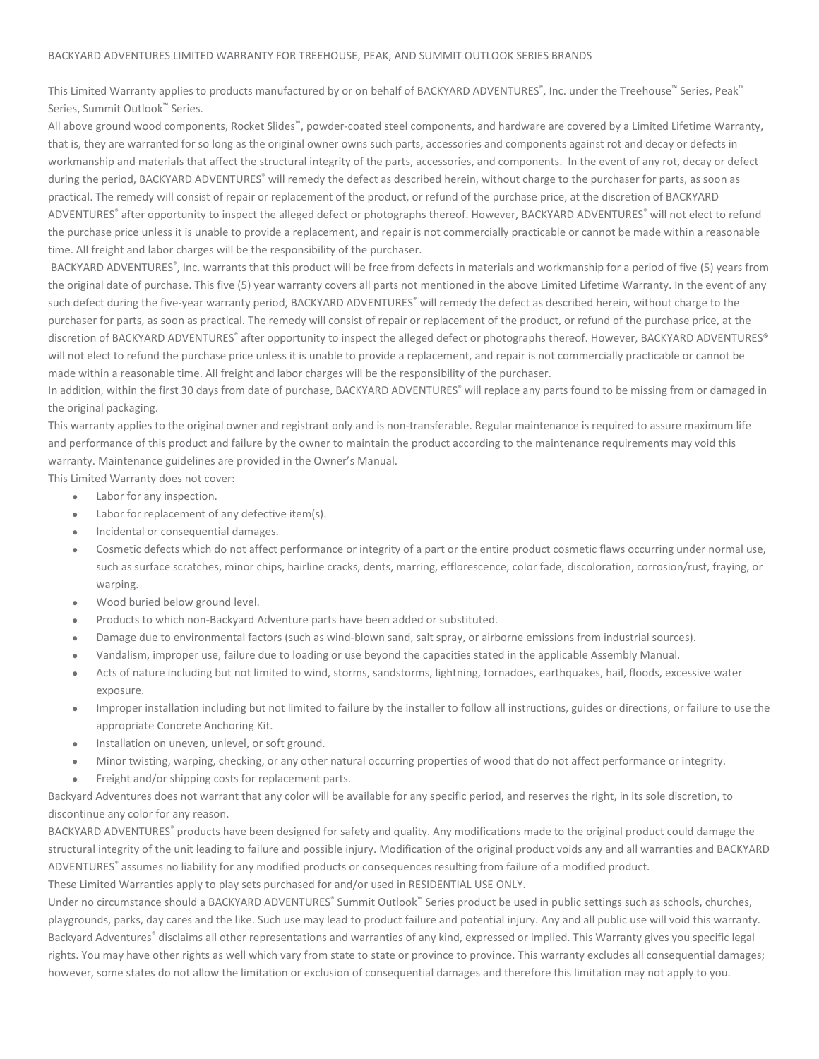BACKYARD ADVENTURES LIMITED WARRANTY FOR TREEHOUSE, PEAK, AND SUMMIT OUTLOOK SERIES BRANDS

This Limited Warranty applies to products manufactured by or on behalf of BACKYARD ADVENTURES®, Inc. under the Treehouse™ Series, Peak™ Series, Summit Outlook™ Series.

All above ground wood components, Rocket Slides™, powder-coated steel components, and hardware are covered by a Limited Lifetime Warranty, that is, they are warranted for so long as the original owner owns such parts, accessories and components against rot and decay or defects in workmanship and materials that affect the structural integrity of the parts, accessories, and components. In the event of any rot, decay or defect during the period, BACKYARD ADVENTURES® will remedy the defect as described herein, without charge to the purchaser for parts, as soon as practical. The remedy will consist of repair or replacement of the product, or refund of the purchase price, at the discretion of BACKYARD ADVENTURES® after opportunity to inspect the alleged defect or photographs thereof. However, BACKYARD ADVENTURES® will not elect to refund the purchase price unless it is unable to provide a replacement, and repair is not commercially practicable or cannot be made within a reasonable time. All freight and labor charges will be the responsibility of the purchaser.

BACKYARD ADVENTURES®, Inc. warrants that this product will be free from defects in materials and workmanship for a period of five (5) years from the original date of purchase. This five (5) year warranty covers all parts not mentioned in the above Limited Lifetime Warranty. In the event of any such defect during the five-year warranty period, BACKYARD ADVENTURES® will remedy the defect as described herein, without charge to the purchaser for parts, as soon as practical. The remedy will consist of repair or replacement of the product, or refund of the purchase price, at the discretion of BACKYARD ADVENTURES® after opportunity to inspect the alleged defect or photographs thereof. However, BACKYARD ADVENTURES® will not elect to refund the purchase price unless it is unable to provide a replacement, and repair is not commercially practicable or cannot be made within a reasonable time. All freight and labor charges will be the responsibility of the purchaser.

In addition, within the first 30 days from date of purchase, BACKYARD ADVENTURES® will replace any parts found to be missing from or damaged in the original packaging.

This warranty applies to the original owner and registrant only and is non-transferable. Regular maintenance is required to assure maximum life and performance of this product and failure by the owner to maintain the product according to the maintenance requirements may void this warranty. Maintenance guidelines are provided in the Owner's Manual.

This Limited Warranty does not cover:

- Labor for any inspection.
- Labor for replacement of any defective item(s).
- Incidental or consequential damages.
- Cosmetic defects which do not affect performance or integrity of a part or the entire product cosmetic flaws occurring under normal use, such as surface scratches, minor chips, hairline cracks, dents, marring, efflorescence, color fade, discoloration, corrosion/rust, fraying, or warping.
- Wood buried below ground level.
- Products to which non-Backyard Adventure parts have been added or substituted.
- Damage due to environmental factors (such as wind-blown sand, salt spray, or airborne emissions from industrial sources).
- Vandalism, improper use, failure due to loading or use beyond the capacities stated in the applicable Assembly Manual.
- Acts of nature including but not limited to wind, storms, sandstorms, lightning, tornadoes, earthquakes, hail, floods, excessive water exposure.
- Improper installation including but not limited to failure by the installer to follow all instructions, guides or directions, or failure to use the appropriate Concrete Anchoring Kit.
- Installation on uneven, unlevel, or soft ground.
- Minor twisting, warping, checking, or any other natural occurring properties of wood that do not affect performance or integrity.
- Freight and/or shipping costs for replacement parts.

Backyard Adventures does not warrant that any color will be available for any specific period, and reserves the right, in its sole discretion, to discontinue any color for any reason.

BACKYARD ADVENTURES® products have been designed for safety and quality. Any modifications made to the original product could damage the structural integrity of the unit leading to failure and possible injury. Modification of the original product voids any and all warranties and BACKYARD ADVENTURES® assumes no liability for any modified products or consequences resulting from failure of a modified product.

These Limited Warranties apply to play sets purchased for and/or used in RESIDENTIAL USE ONLY.

Under no circumstance should a BACKYARD ADVENTURES® Summit Outlook™ Series product be used in public settings such as schools, churches, playgrounds, parks, day cares and the like. Such use may lead to product failure and potential injury. Any and all public use will void this warranty.

Backyard Adventures® disclaims all other representations and warranties of any kind, expressed or implied. This Warranty gives you specific legal rights. You may have other rights as well which vary from state to state or province to province. This warranty excludes all consequential damages; however, some states do not allow the limitation or exclusion of consequential damages and therefore this limitation may not apply to you.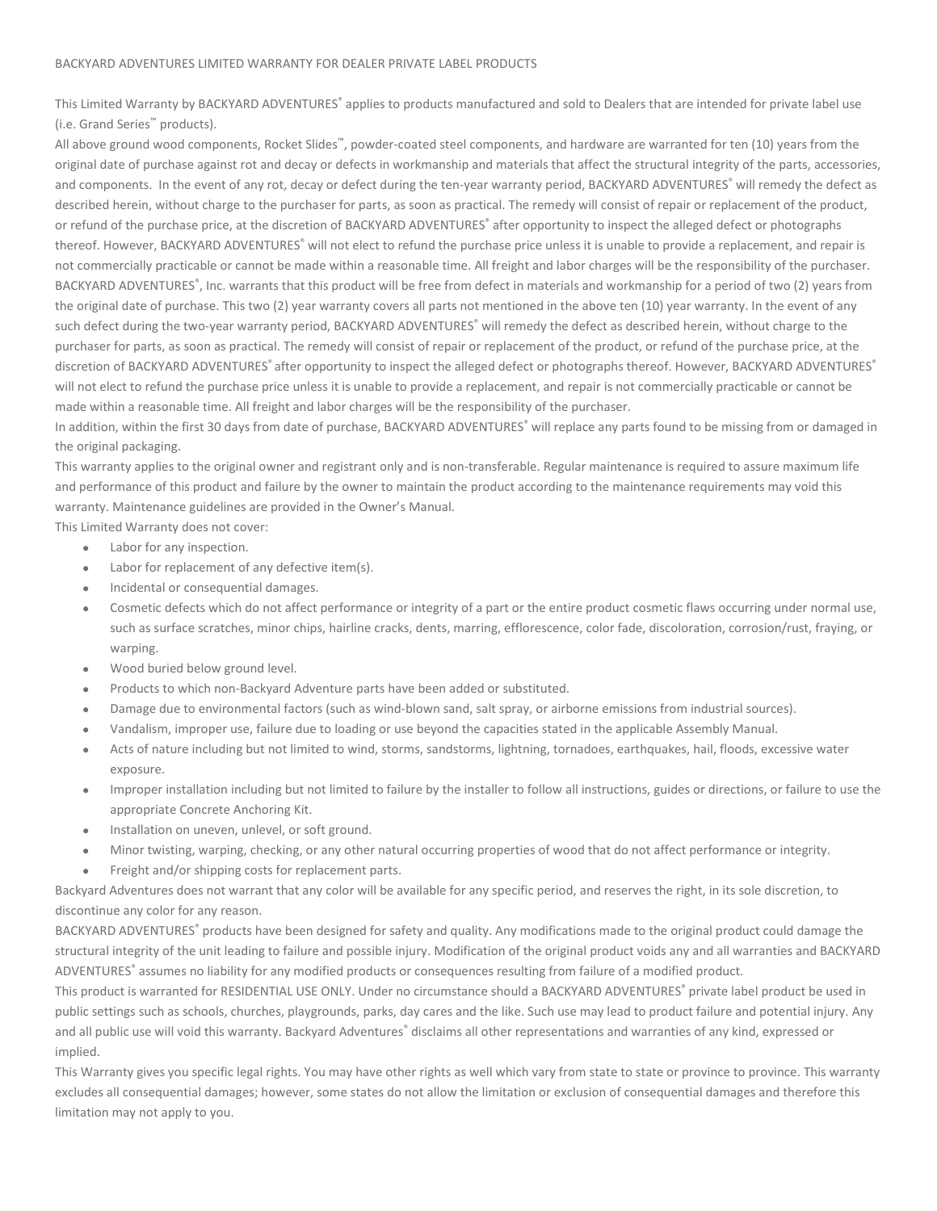BACKYARD ADVENTURES LIMITED WARRANTY FOR DEALER PRIVATE LABEL PRODUCTS

This Limited Warranty by BACKYARD ADVENTURES® applies to products manufactured and sold to Dealers that are intended for private label use (i.e. Grand Series™ products).

All above ground wood components, Rocket Slides™, powder-coated steel components, and hardware are warranted for ten (10) years from the original date of purchase against rot and decay or defects in workmanship and materials that affect the structural integrity of the parts, accessories, and components. In the event of any rot, decay or defect during the ten-year warranty period, BACKYARD ADVENTURES® will remedy the defect as described herein, without charge to the purchaser for parts, as soon as practical. The remedy will consist of repair or replacement of the product, or refund of the purchase price, at the discretion of BACKYARD ADVENTURES® after opportunity to inspect the alleged defect or photographs thereof. However, BACKYARD ADVENTURES® will not elect to refund the purchase price unless it is unable to provide a replacement, and repair is not commercially practicable or cannot be made within a reasonable time. All freight and labor charges will be the responsibility of the purchaser.

BACKYARD ADVENTURES®, Inc. warrants that this product will be free from defect in materials and workmanship for a period of two (2) years from the original date of purchase. This two (2) year warranty covers all parts not mentioned in the above ten (10) year warranty. In the event of any such defect during the two-year warranty period, BACKYARD ADVENTURES® will remedy the defect as described herein, without charge to the purchaser for parts, as soon as practical. The remedy will consist of repair or replacement of the product, or refund of the purchase price, at the discretion of BACKYARD ADVENTURES® after opportunity to inspect the alleged defect or photographs thereof. However, BACKYARD ADVENTURES® will not elect to refund the purchase price unless it is unable to provide a replacement, and repair is not commercially practicable or cannot be made within a reasonable time. All freight and labor charges will be the responsibility of the purchaser.

In addition, within the first 30 days from date of purchase, BACKYARD ADVENTURES® will replace any parts found to be missing from or damaged in the original packaging.

This warranty applies to the original owner and registrant only and is non-transferable. Regular maintenance is required to assure maximum life and performance of this product and failure by the owner to maintain the product according to the maintenance requirements may void this warranty. Maintenance guidelines are provided in the Owner's Manual.

This Limited Warranty does not cover:

- Labor for any inspection.
- Labor for replacement of any defective item(s).
- Incidental or consequential damages.
- Cosmetic defects which do not affect performance or integrity of a part or the entire product cosmetic flaws occurring under normal use, such as surface scratches, minor chips, hairline cracks, dents, marring, efflorescence, color fade, discoloration, corrosion/rust, fraying, or warping.
- Wood buried below ground level.
- Products to which non-Backyard Adventure parts have been added or substituted.
- Damage due to environmental factors (such as wind-blown sand, salt spray, or airborne emissions from industrial sources).
- Vandalism, improper use, failure due to loading or use beyond the capacities stated in the applicable Assembly Manual.
- Acts of nature including but not limited to wind, storms, sandstorms, lightning, tornadoes, earthquakes, hail, floods, excessive water exposure.
- Improper installation including but not limited to failure by the installer to follow all instructions, guides or directions, or failure to use the appropriate Concrete Anchoring Kit.
- Installation on uneven, unlevel, or soft ground.
- Minor twisting, warping, checking, or any other natural occurring properties of wood that do not affect performance or integrity.
- Freight and/or shipping costs for replacement parts.

Backyard Adventures does not warrant that any color will be available for any specific period, and reserves the right, in its sole discretion, to discontinue any color for any reason.

BACKYARD ADVENTURES® products have been designed for safety and quality. Any modifications made to the original product could damage the structural integrity of the unit leading to failure and possible injury. Modification of the original product voids any and all warranties and BACKYARD ADVENTURES® assumes no liability for any modified products or consequences resulting from failure of a modified product.

This product is warranted for RESIDENTIAL USE ONLY. Under no circumstance should a BACKYARD ADVENTURES® private label product be used in public settings such as schools, churches, playgrounds, parks, day cares and the like. Such use may lead to product failure and potential injury. Any and all public use will void this warranty. Backyard Adventures® disclaims all other representations and warranties of any kind, expressed or implied.

This Warranty gives you specific legal rights. You may have other rights as well which vary from state to state or province to province. This warranty excludes all consequential damages; however, some states do not allow the limitation or exclusion of consequential damages and therefore this limitation may not apply to you.